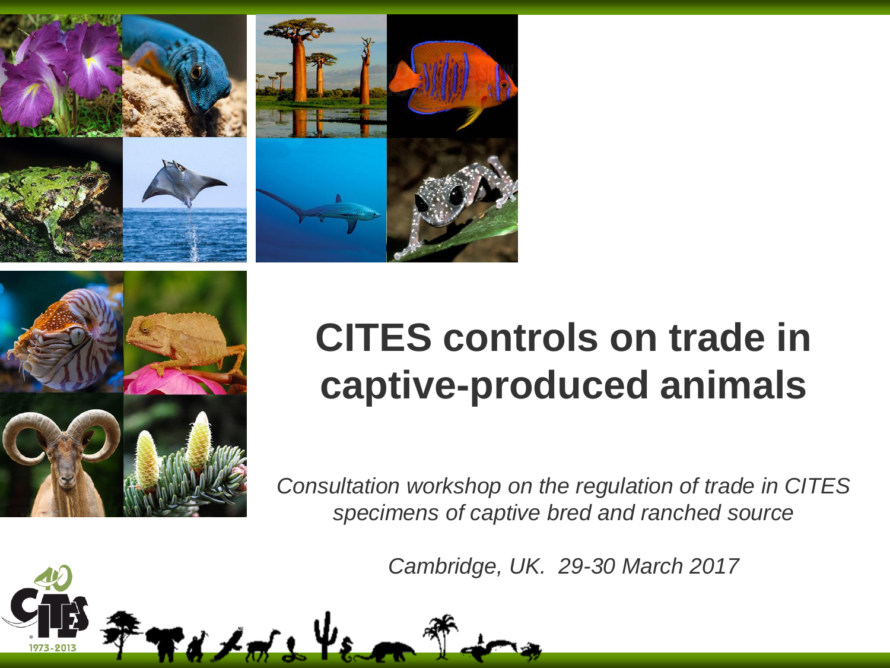# CITES controls on trade in captive-produced animals

*Consultation workshop on the regulation of trade in CITES specimens of captive bred and ranched source*

*Cambridge, UK. 29-30 March 2017*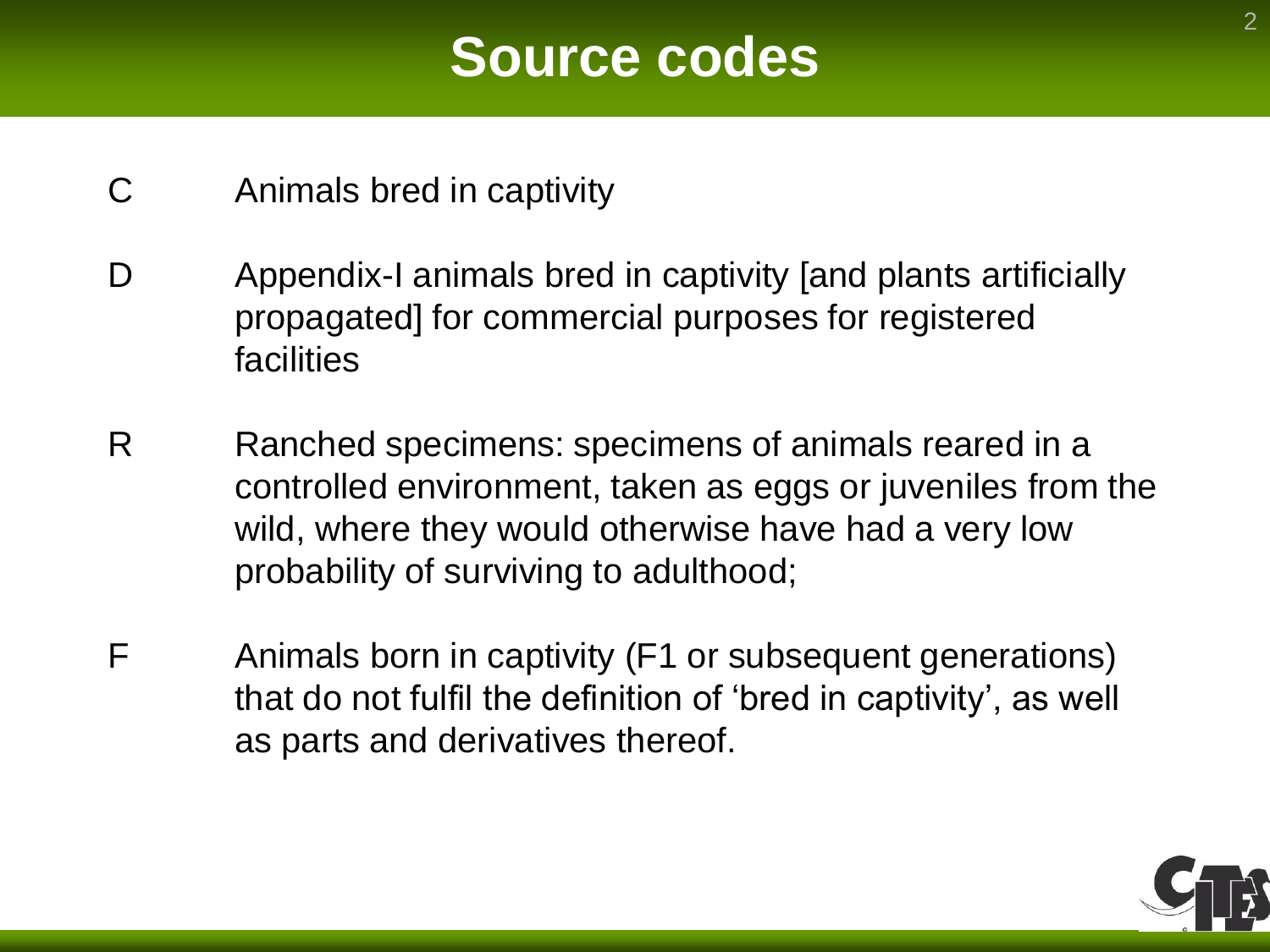# Source codes

| | |
|---|---|
| C | Animals bred in captivity |
| D | Appendix-I animals bred in captivity [and plants artificially propagated] for commercial purposes for registered facilities |
| R | Ranched specimens: specimens of animals reared in a controlled environment, taken as eggs or juveniles from the wild, where they would otherwise have had a very low probability of surviving to adulthood; |
| F | Animals born in captivity (F1 or subsequent generations) that do not fulfil the definition of 'bred in captivity', as well as parts and derivatives thereof. |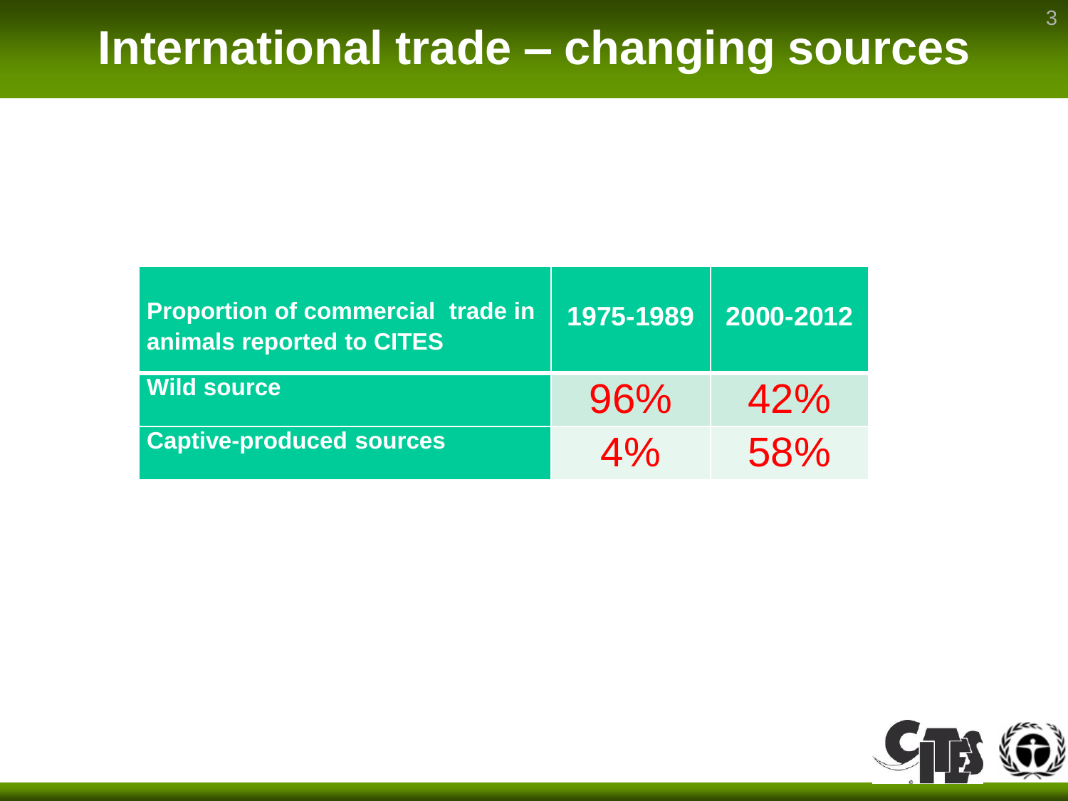# International trade – changing sources

| Proportion of commercial trade in animals reported to CITES | 1975-1989 | 2000-2012 |
|---|---|---|
| Wild source | 96% | 42% |
| Captive-produced sources | 4% | 58% |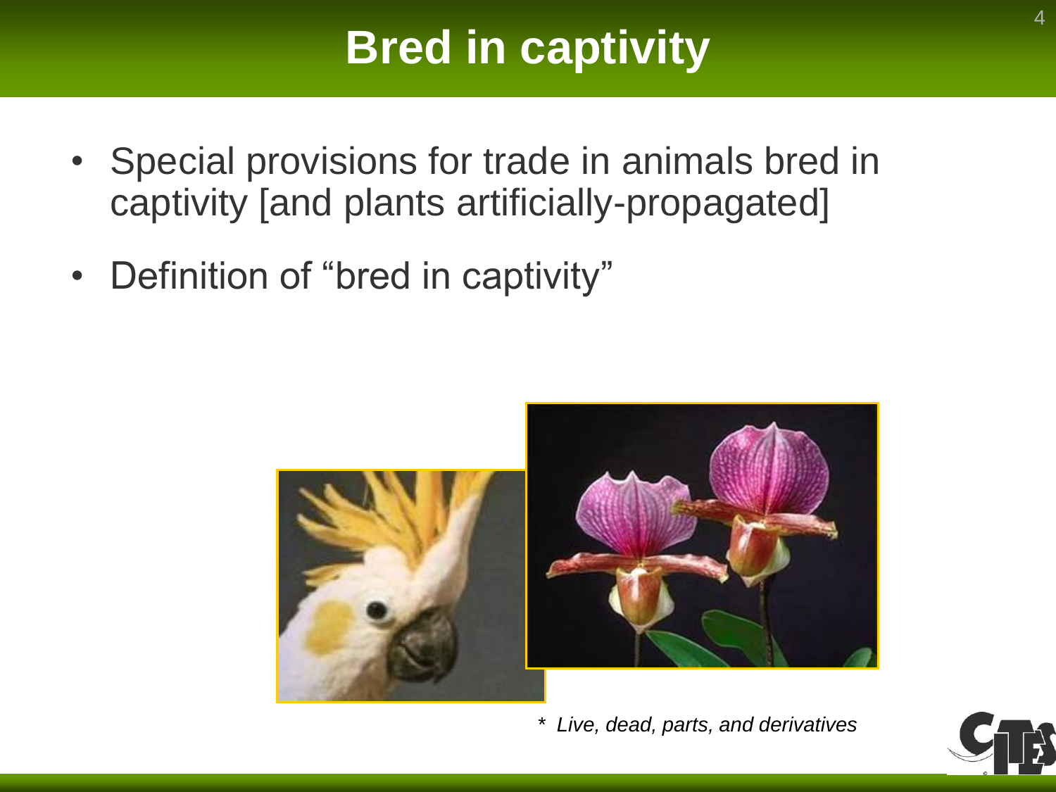# Bred in captivity

- Special provisions for trade in animals bred in captivity [and plants artificially-propagated]
- Definition of "bred in captivity"

*\* Live, dead, parts, and derivatives*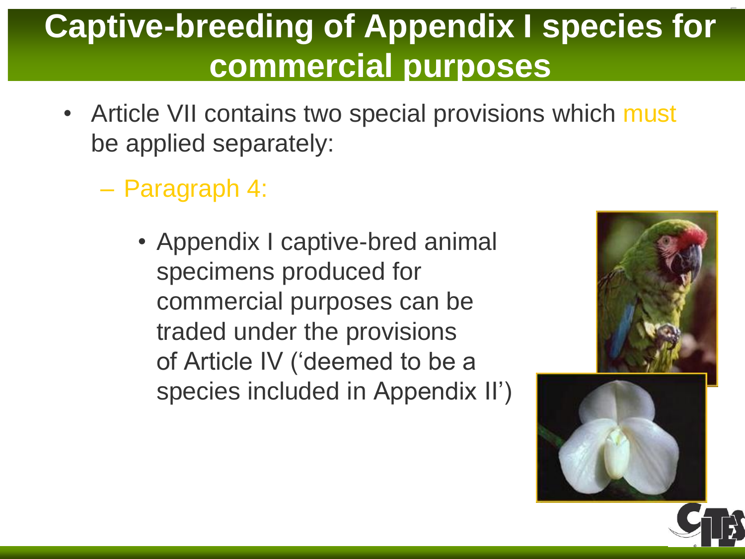# Captive-breeding of Appendix I species for commercial purposes

- Article VII contains two special provisions which must be applied separately:
  - Paragraph 4:
    - Appendix I captive-bred animal specimens produced for commercial purposes can be traded under the provisions of Article IV ('deemed to be a species included in Appendix II')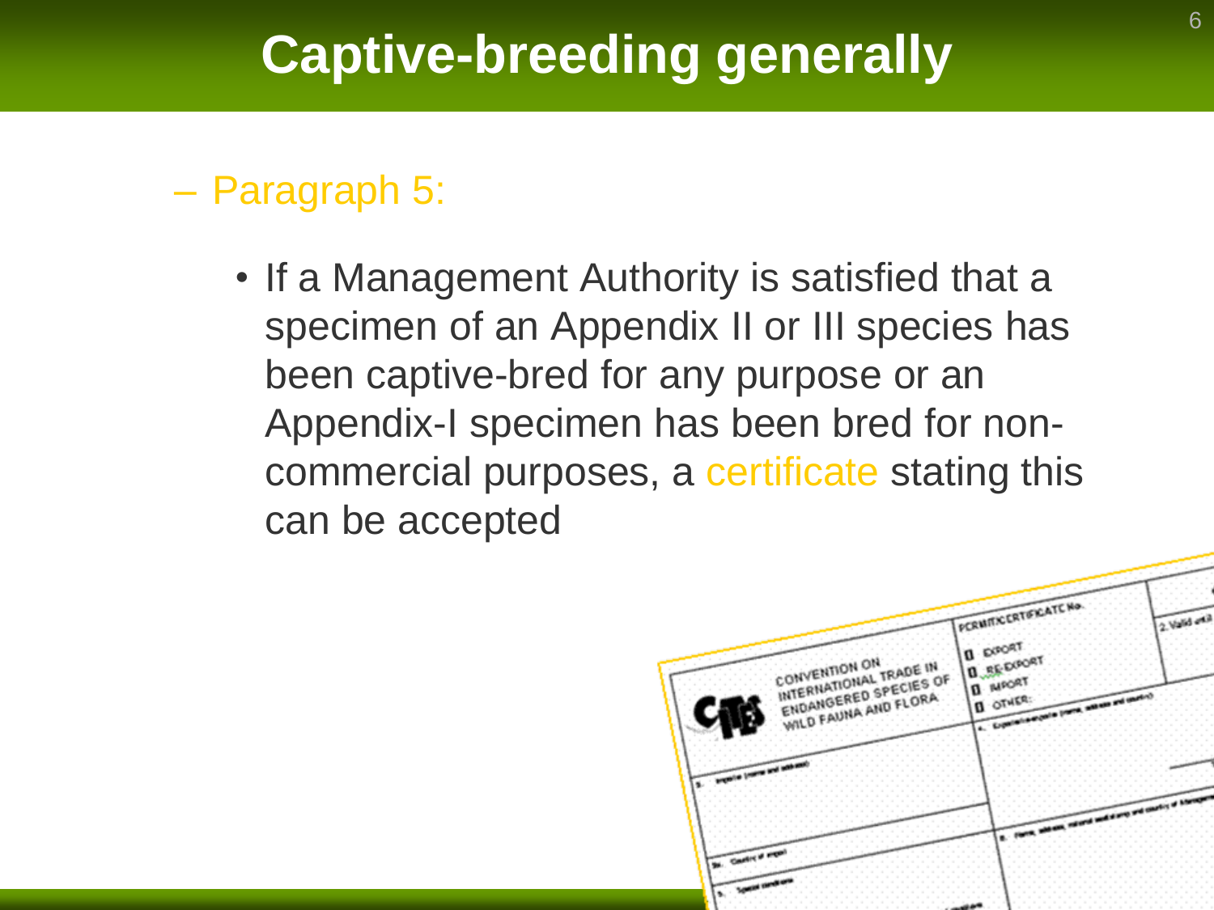# Captive-breeding generally

– Paragraph 5:

- If a Management Authority is satisfied that a specimen of an Appendix II or III species has been captive-bred for any purpose or an Appendix-I specimen has been bred for non-commercial purposes, a certificate stating this can be accepted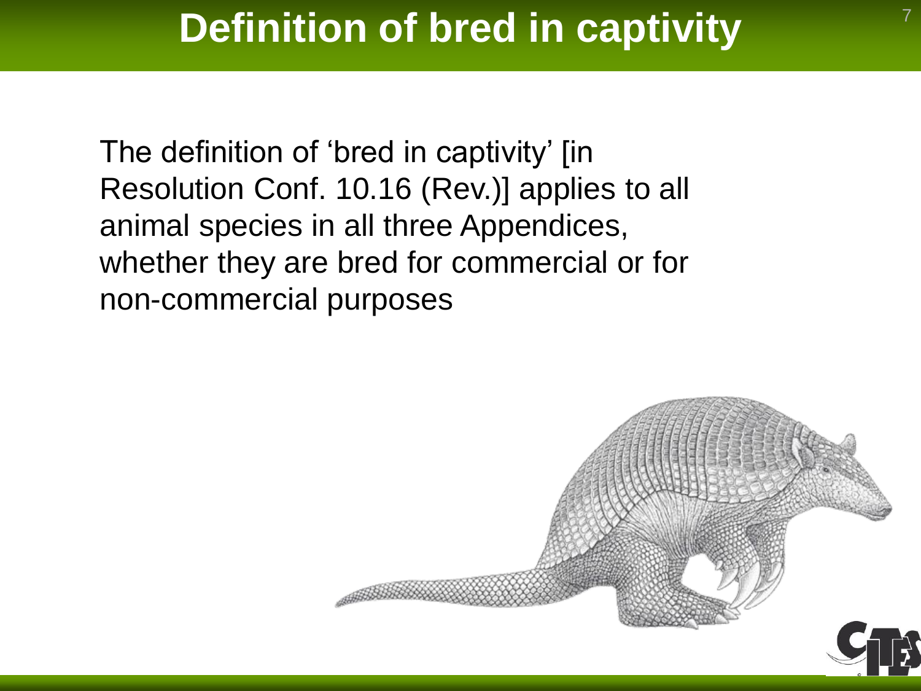# Definition of bred in captivity

The definition of ‘bred in captivity’ [in Resolution Conf. 10.16 (Rev.)] applies to all animal species in all three Appendices, whether they are bred for commercial or for non-commercial purposes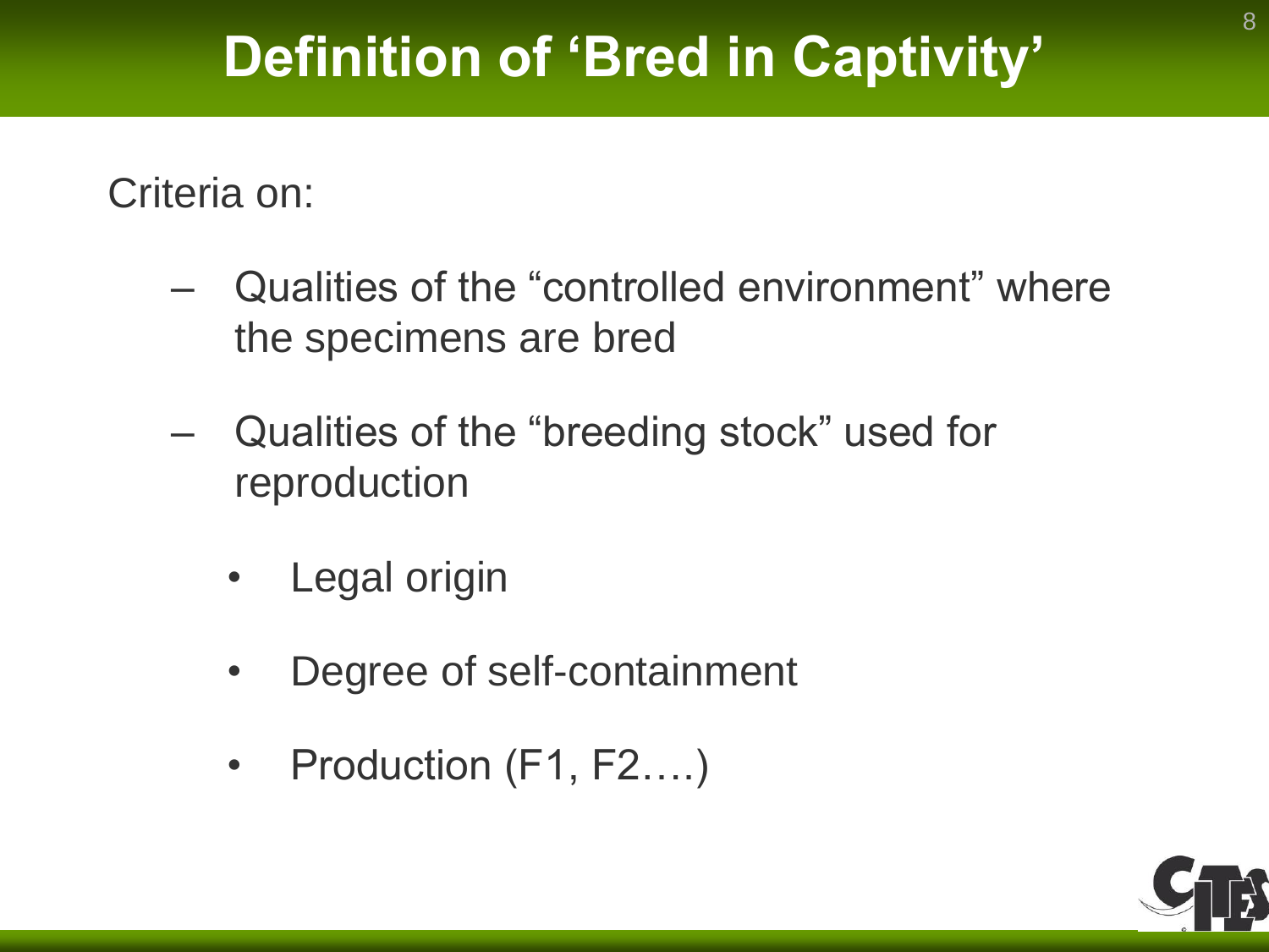# Definition of 'Bred in Captivity'

Criteria on:

- Qualities of the "controlled environment" where the specimens are bred
- Qualities of the "breeding stock" used for reproduction
  - Legal origin
  - Degree of self-containment
  - Production (F1, F2….)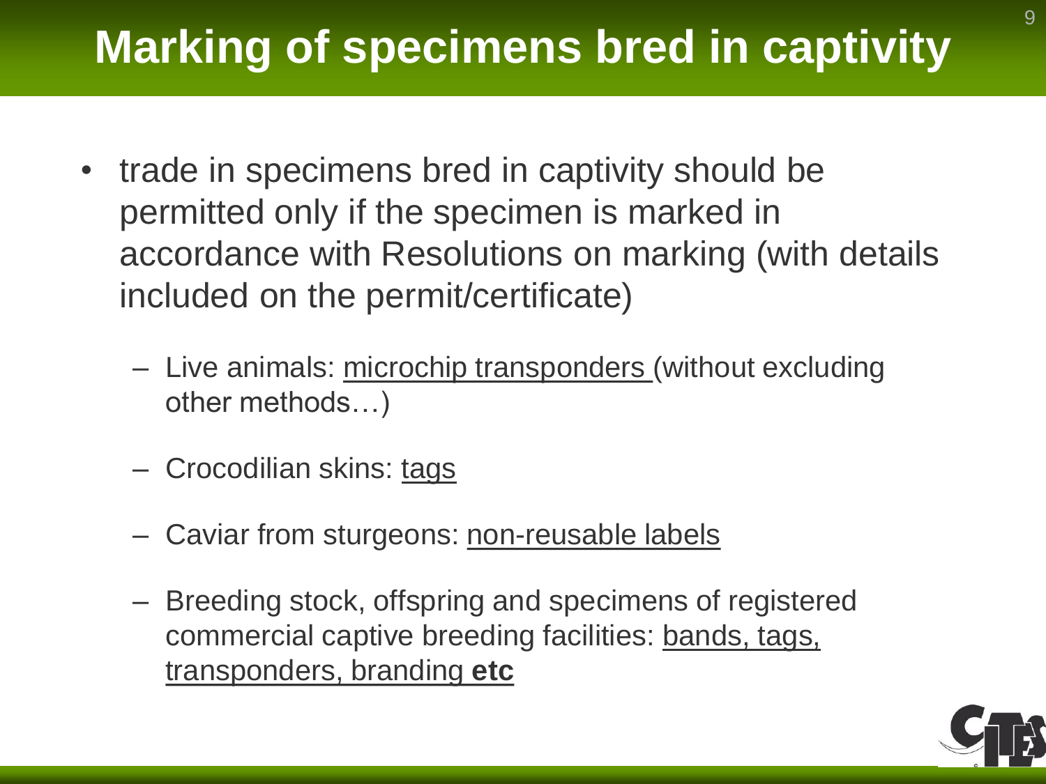# Marking of specimens bred in captivity

- trade in specimens bred in captivity should be permitted only if the specimen is marked in accordance with Resolutions on marking (with details included on the permit/certificate)
  - Live animals: <u>microchip transponders</u> (without excluding other methods…)
  - Crocodilian skins: <u>tags</u>
  - Caviar from sturgeons: <u>non-reusable labels</u>
  - Breeding stock, offspring and specimens of registered commercial captive breeding facilities: <u>bands, tags, transponders, branding **etc**</u>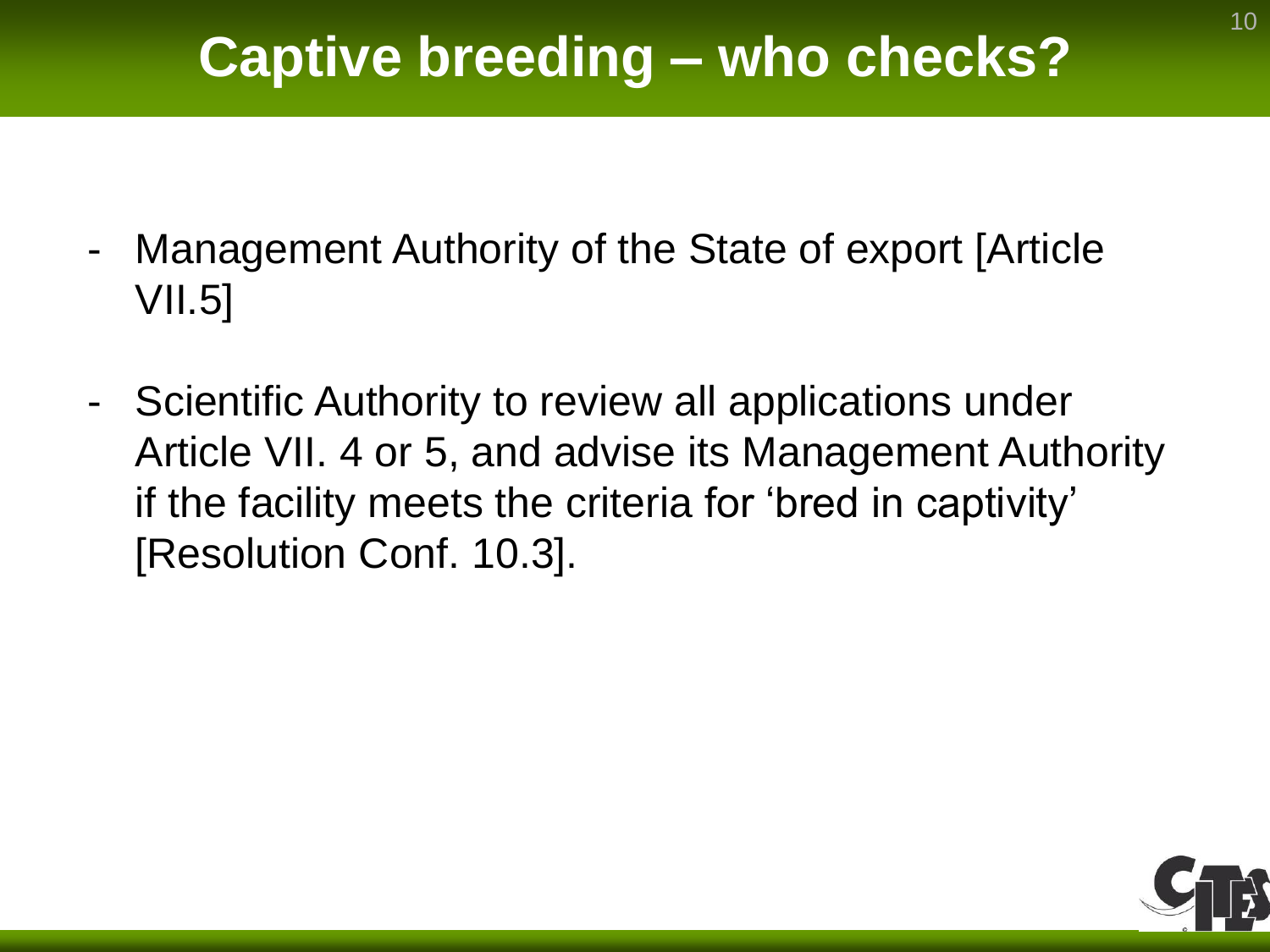# Captive breeding – who checks?

- Management Authority of the State of export [Article VII.5]

- Scientific Authority to review all applications under Article VII. 4 or 5, and advise its Management Authority if the facility meets the criteria for 'bred in captivity' [Resolution Conf. 10.3].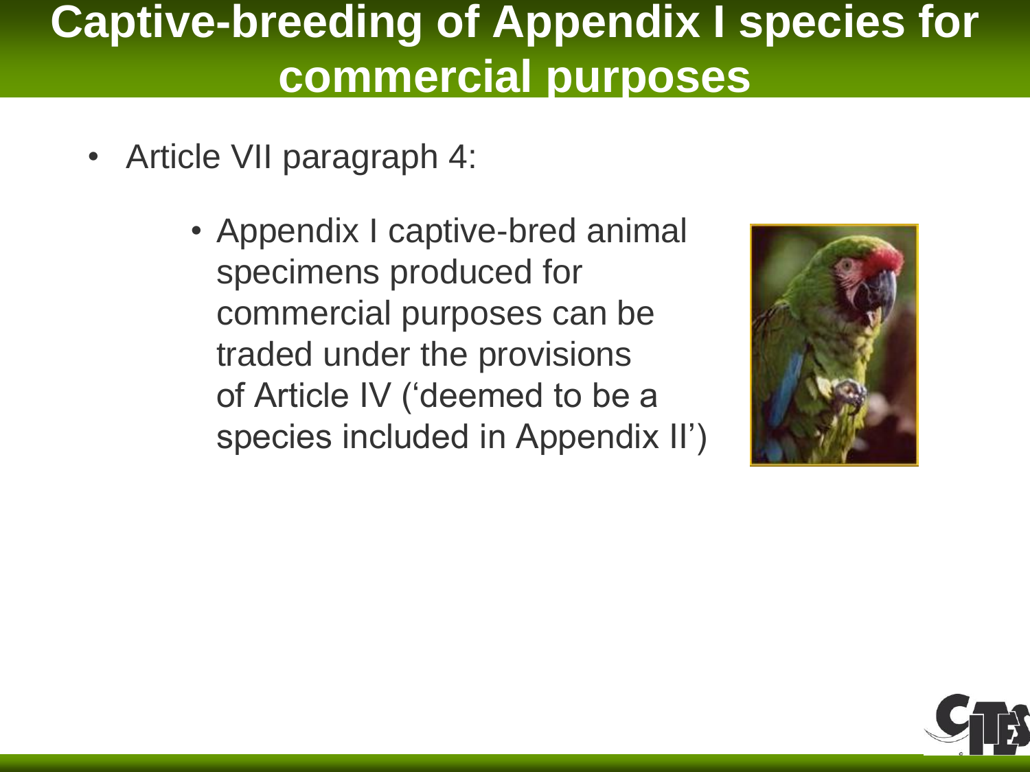# Captive-breeding of Appendix I species for commercial purposes

- Article VII paragraph 4:
  - Appendix I captive-bred animal specimens produced for commercial purposes can be traded under the provisions of Article IV ('deemed to be a species included in Appendix II')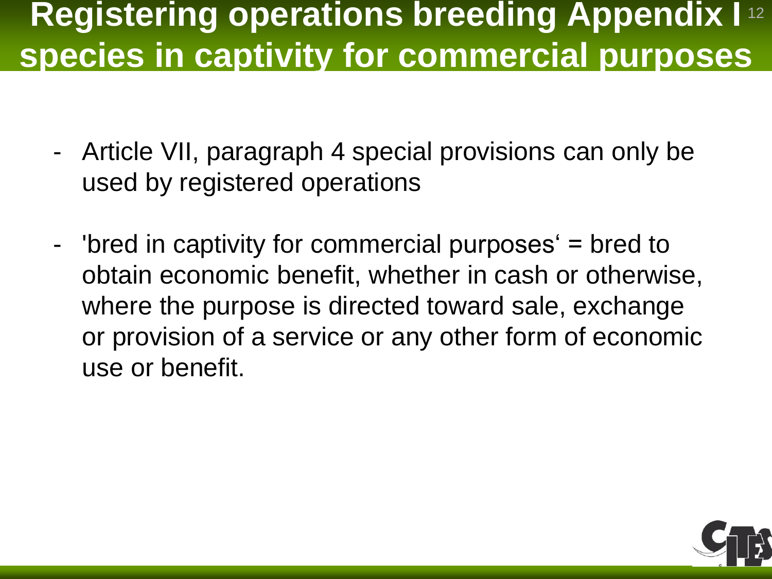# Registering operations breeding Appendix I species in captivity for commercial purposes

- Article VII, paragraph 4 special provisions can only be used by registered operations
- 'bred in captivity for commercial purposes' = bred to obtain economic benefit, whether in cash or otherwise, where the purpose is directed toward sale, exchange or provision of a service or any other form of economic use or benefit.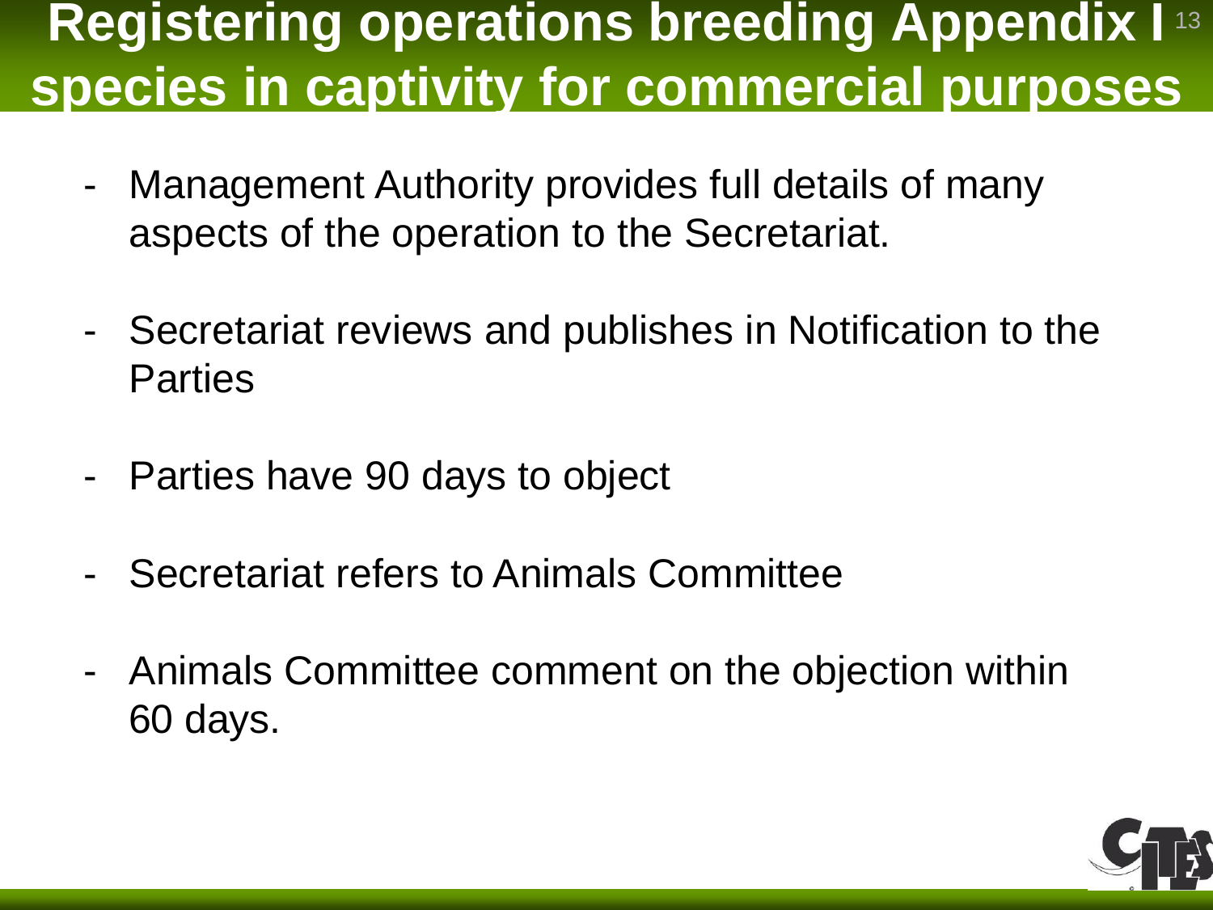# Registering operations breeding Appendix I species in captivity for commercial purposes

- Management Authority provides full details of many aspects of the operation to the Secretariat.
- Secretariat reviews and publishes in Notification to the Parties
- Parties have 90 days to object
- Secretariat refers to Animals Committee
- Animals Committee comment on the objection within 60 days.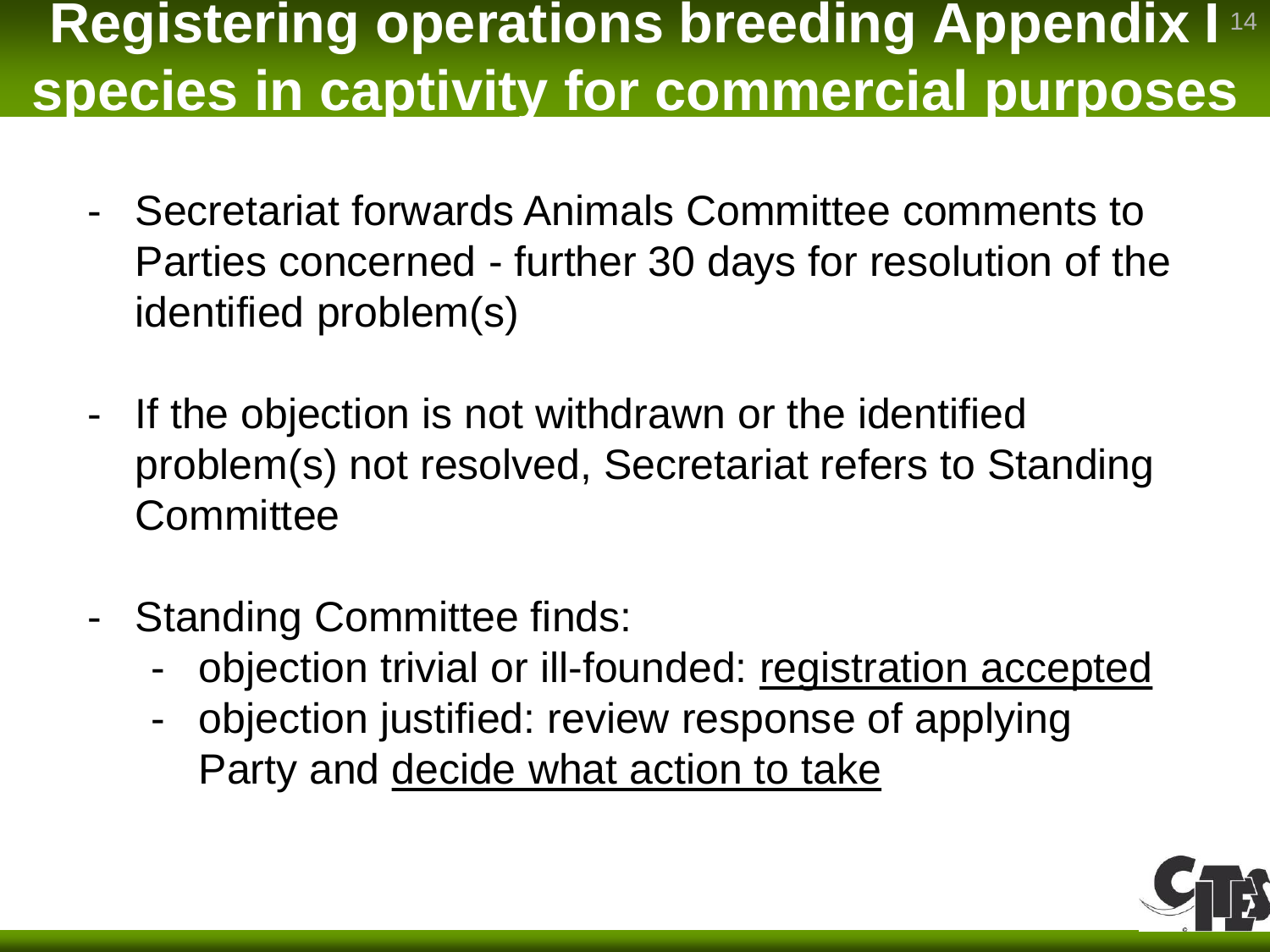# Registering operations breeding Appendix I species in captivity for commercial purposes

- Secretariat forwards Animals Committee comments to Parties concerned - further 30 days for resolution of the identified problem(s)

- If the objection is not withdrawn or the identified problem(s) not resolved, Secretariat refers to Standing Committee

- Standing Committee finds:
  - objection trivial or ill-founded: <u>registration accepted</u>
  - objection justified: review response of applying Party and <u>decide what action to take</u>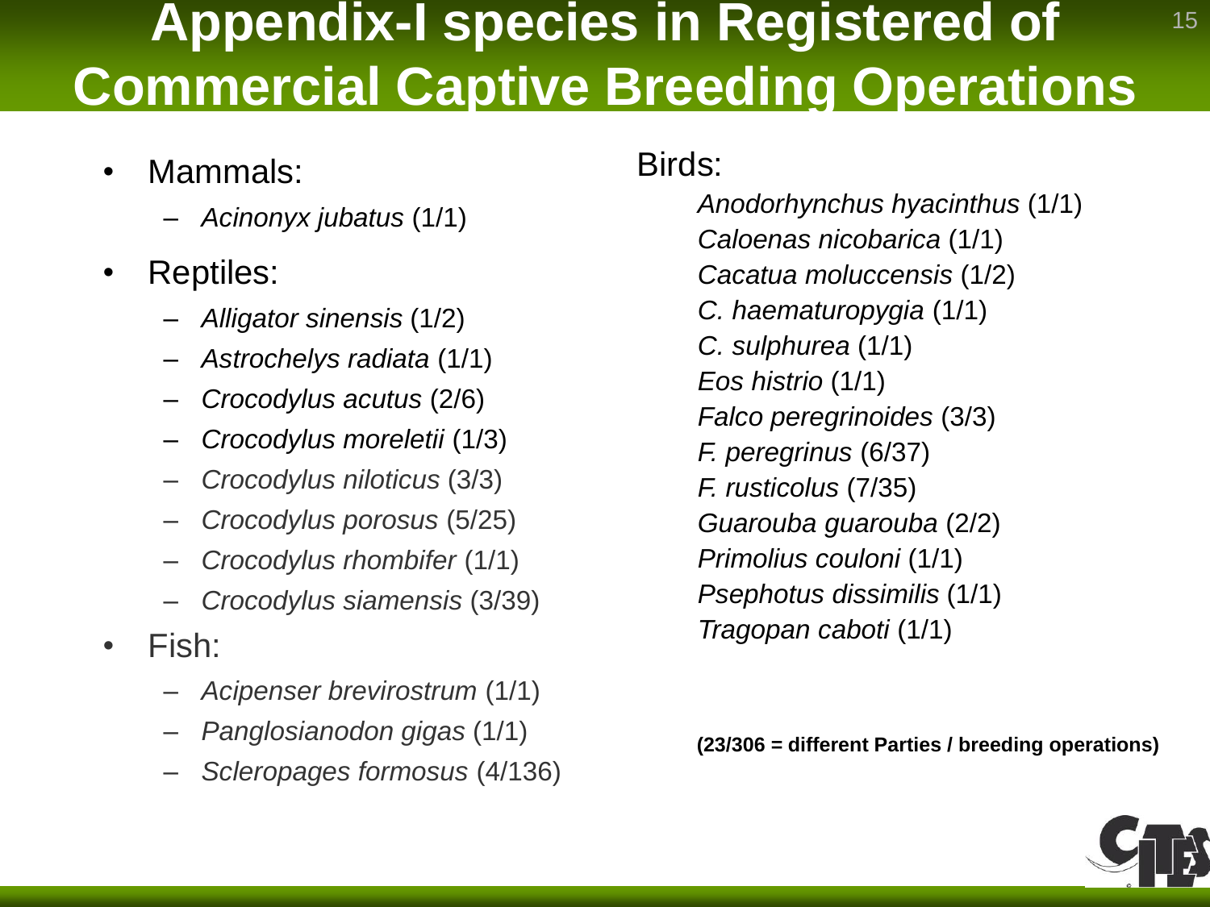# Appendix-I species in Registered of Commercial Captive Breeding Operations

- Mammals:
  - *Acinonyx jubatus* (1/1)
- Reptiles:
  - *Alligator sinensis* (1/2)
  - *Astrochelys radiata* (1/1)
  - *Crocodylus acutus* (2/6)
  - *Crocodylus moreletii* (1/3)
  - *Crocodylus niloticus* (3/3)
  - *Crocodylus porosus* (5/25)
  - *Crocodylus rhombifer* (1/1)
  - *Crocodylus siamensis* (3/39)
- Fish:
  - *Acipenser brevirostrum* (1/1)
  - *Panglosianodon gigas* (1/1)
  - *Scleropages formosus* (4/136)

Birds:

*Anodorhynchus hyacinthus* (1/1)
*Caloenas nicobarica* (1/1)
*Cacatua moluccensis* (1/2)
*C. haematuropygia* (1/1)
*C. sulphurea* (1/1)
*Eos histrio* (1/1)
*Falco peregrinoides* (3/3)
*F. peregrinus* (6/37)
*F. rusticolus* (7/35)
*Guarouba guarouba* (2/2)
*Primolius couloni* (1/1)
*Psephotus dissimilis* (1/1)
*Tragopan caboti* (1/1)

**(23/306 = different Parties / breeding operations)**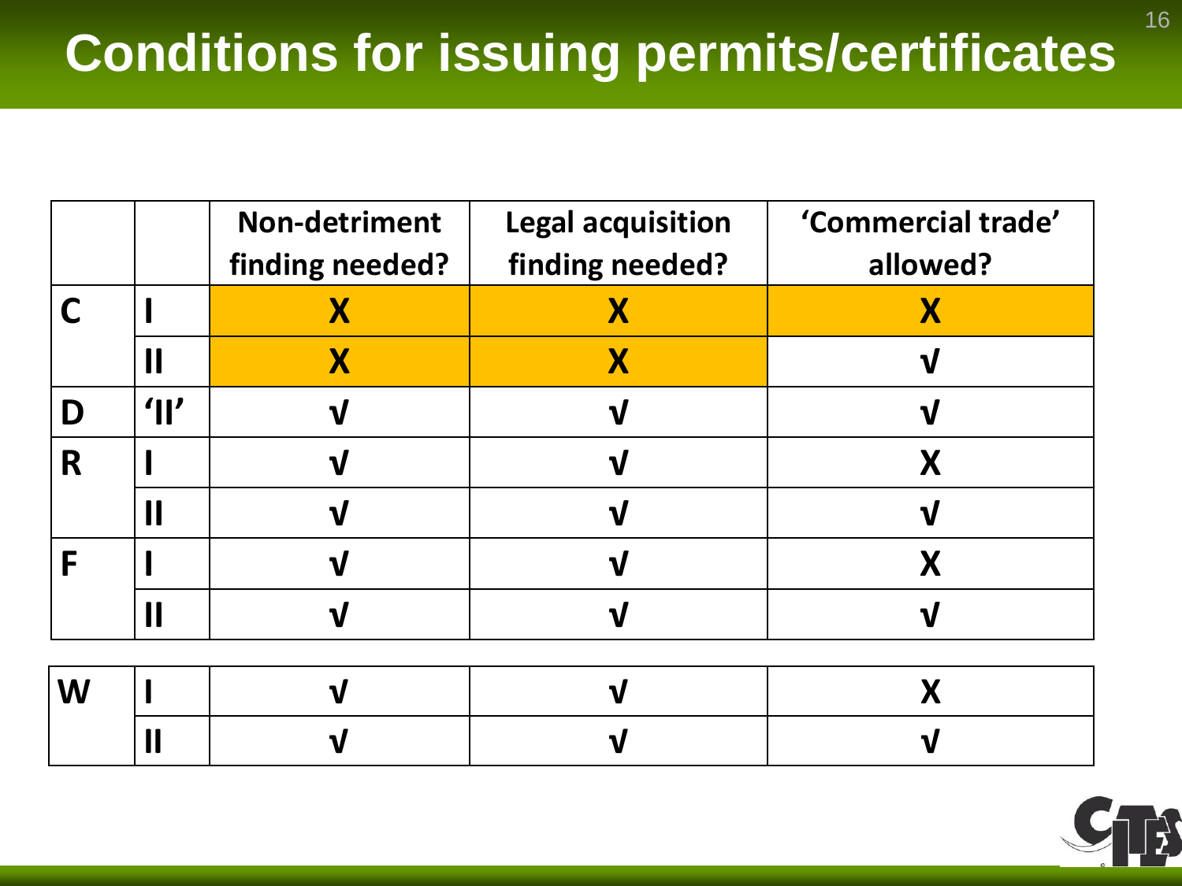# Conditions for issuing permits/certificates

| | | Non-detriment finding needed? | Legal acquisition finding needed? | 'Commercial trade' allowed? |
|---|---|---|---|---|
| C | I | X | X | X |
| | II | X | X | √ |
| D | 'II' | √ | √ | √ |
| R | I | √ | √ | X |
| | II | √ | √ | √ |
| F | I | √ | √ | X |
| | II | √ | √ | √ |
| W | I | √ | √ | X |
| | II | √ | √ | √ |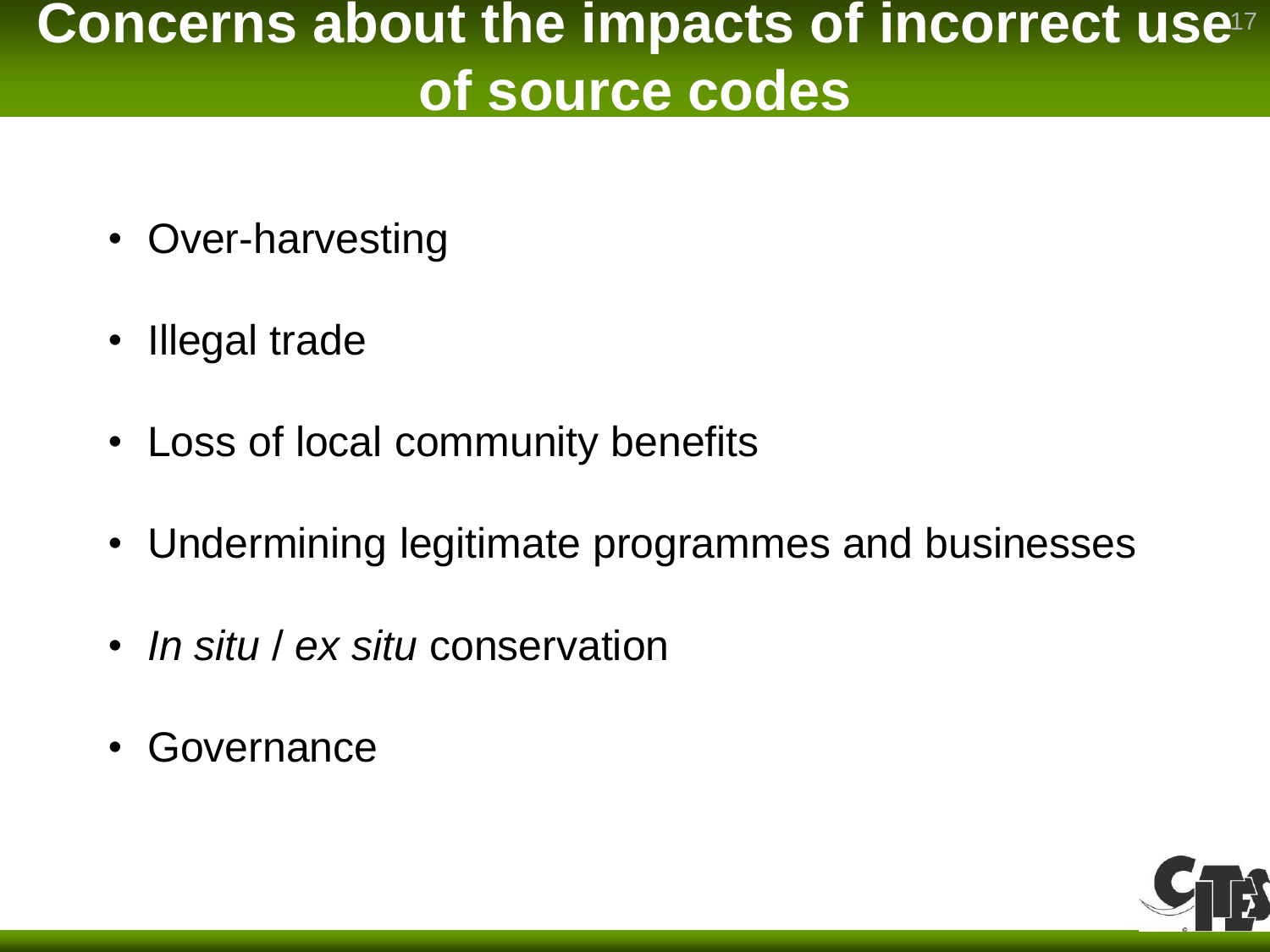# Concerns about the impacts of incorrect use of source codes

- Over-harvesting
- Illegal trade
- Loss of local community benefits
- Undermining legitimate programmes and businesses
- *In situ* / *ex situ* conservation
- Governance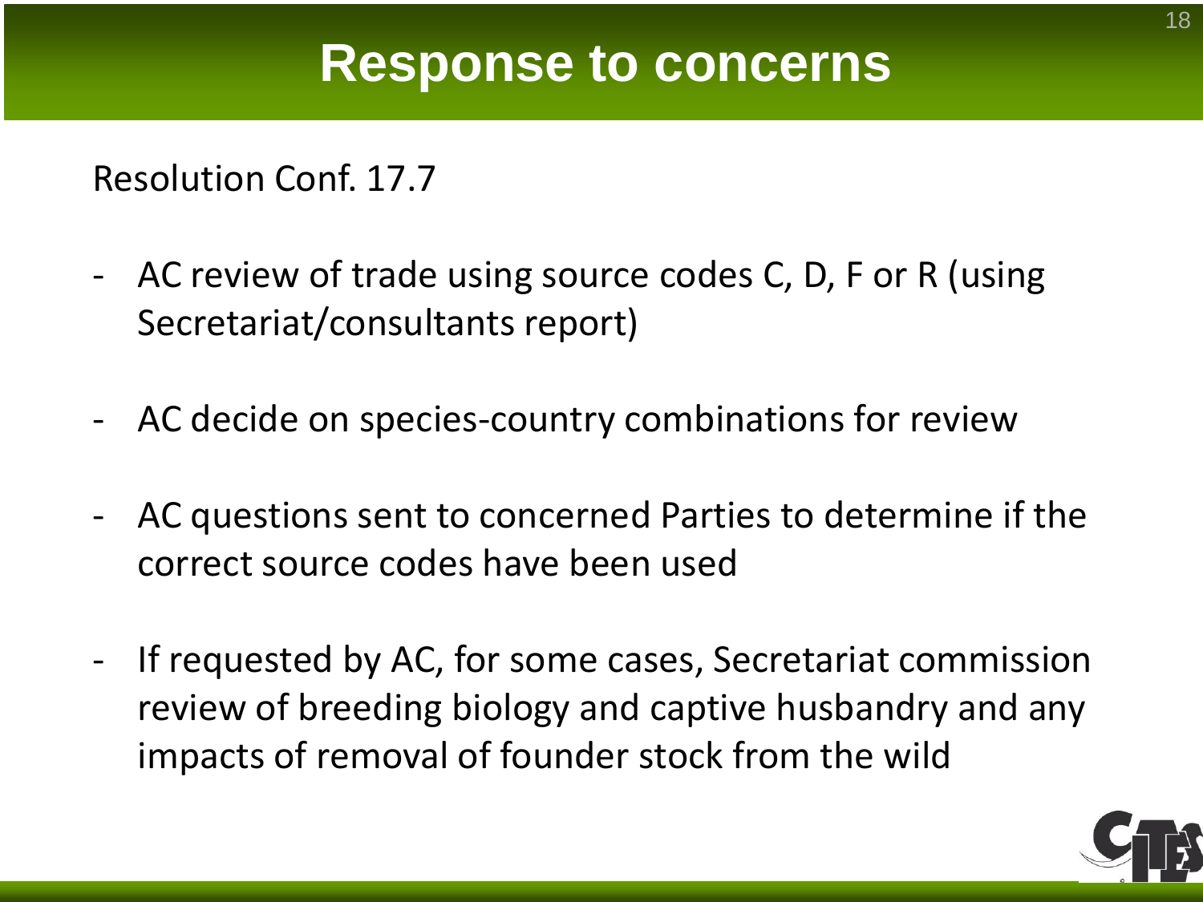# Response to concerns

Resolution Conf. 17.7

- AC review of trade using source codes C, D, F or R (using Secretariat/consultants report)

- AC decide on species-country combinations for review

- AC questions sent to concerned Parties to determine if the correct source codes have been used

- If requested by AC, for some cases, Secretariat commission review of breeding biology and captive husbandry and any impacts of removal of founder stock from the wild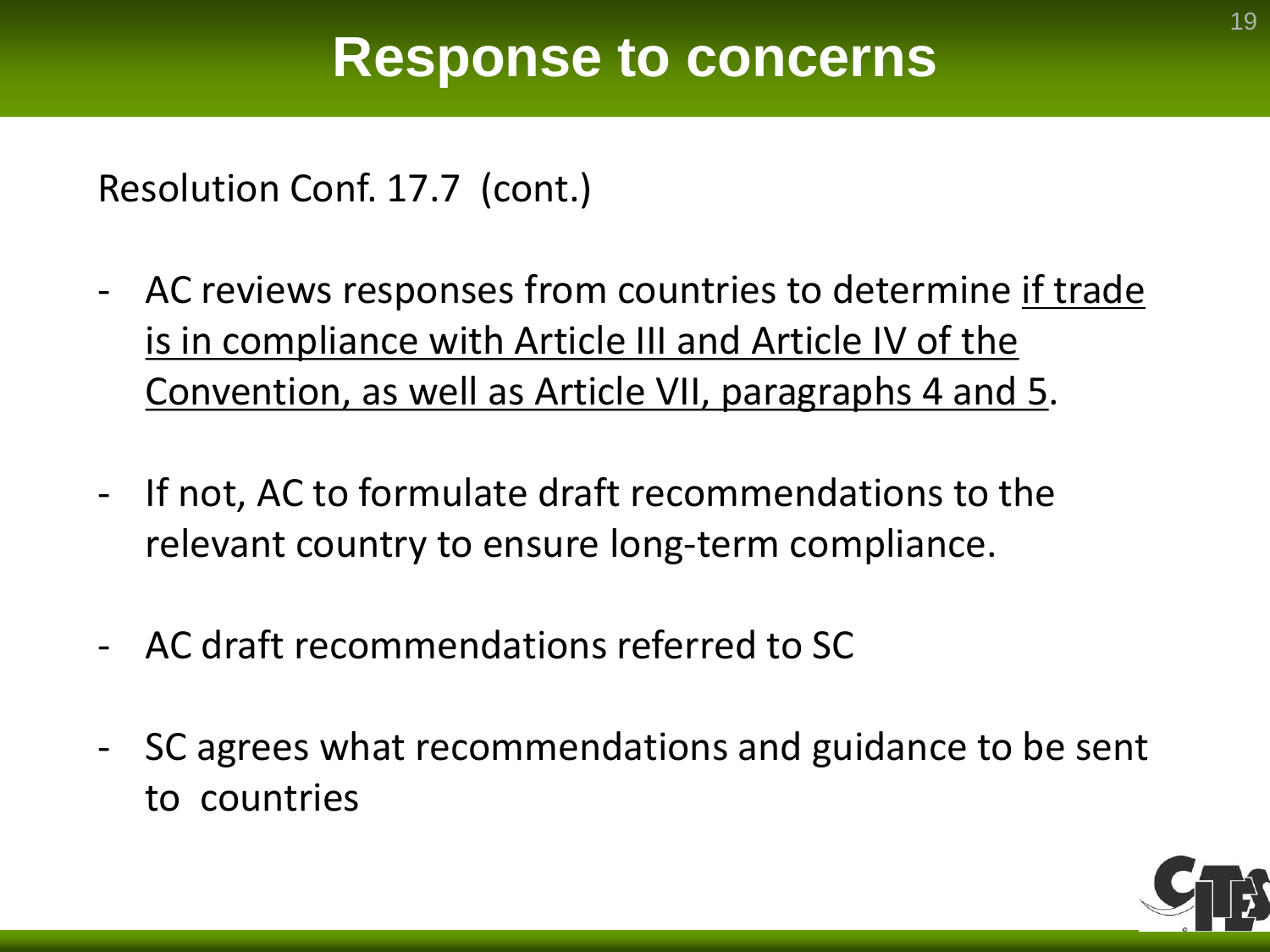# Response to concerns

Resolution Conf. 17.7 (cont.)

- AC reviews responses from countries to determine <u>if trade is in compliance with Article III and Article IV of the Convention, as well as Article VII, paragraphs 4 and 5</u>.
- If not, AC to formulate draft recommendations to the relevant country to ensure long-term compliance.
- AC draft recommendations referred to SC
- SC agrees what recommendations and guidance to be sent to countries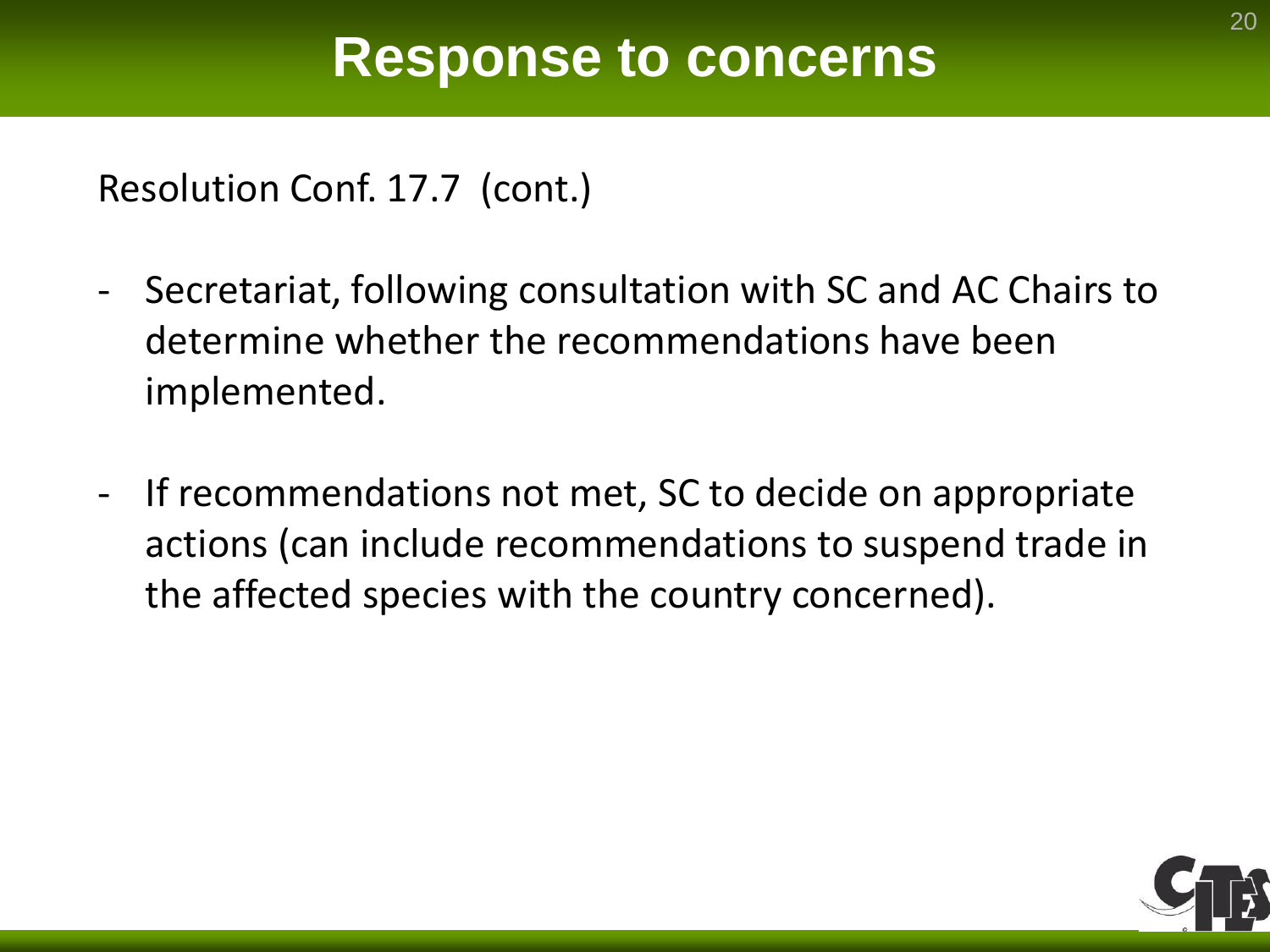# Response to concerns

Resolution Conf. 17.7 (cont.)

- Secretariat, following consultation with SC and AC Chairs to determine whether the recommendations have been implemented.
- If recommendations not met, SC to decide on appropriate actions (can include recommendations to suspend trade in the affected species with the country concerned).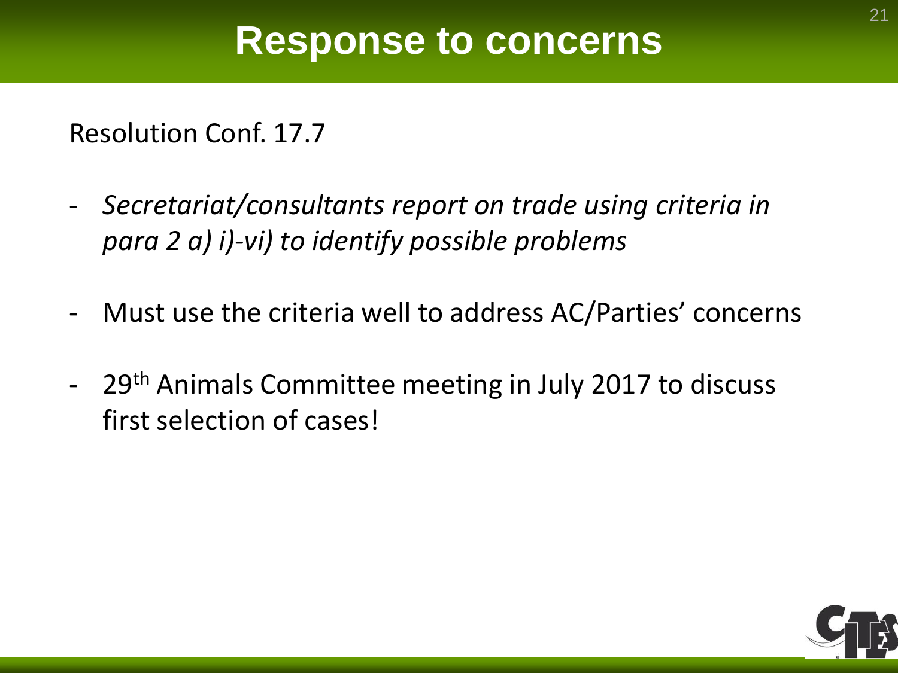# Response to concerns

Resolution Conf. 17.7

- *Secretariat/consultants report on trade using criteria in para 2 a) i)-vi) to identify possible problems*

- Must use the criteria well to address AC/Parties' concerns

- 29th Animals Committee meeting in July 2017 to discuss first selection of cases!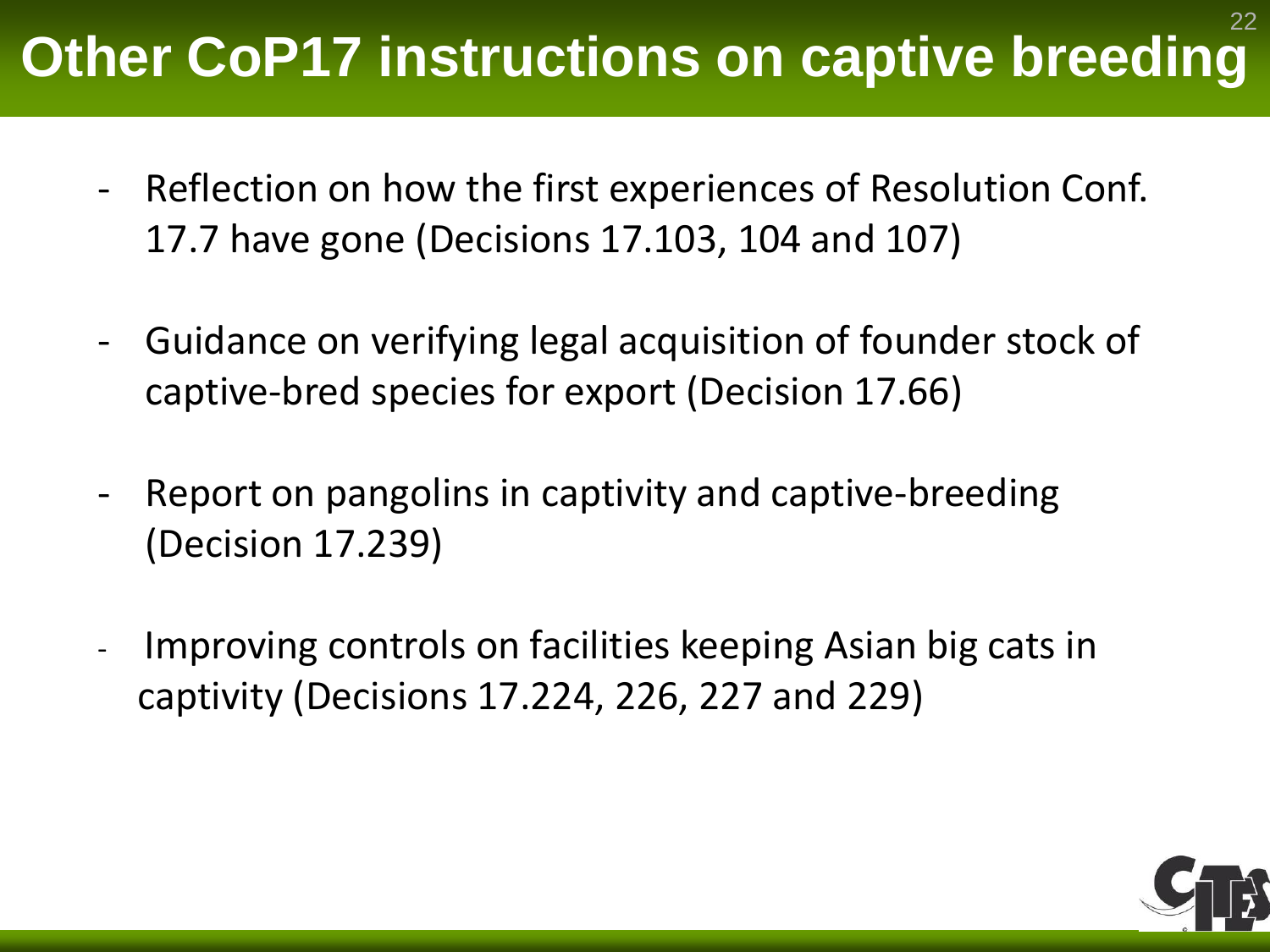# Other CoP17 instructions on captive breeding

- Reflection on how the first experiences of Resolution Conf. 17.7 have gone (Decisions 17.103, 104 and 107)

- Guidance on verifying legal acquisition of founder stock of captive-bred species for export (Decision 17.66)

- Report on pangolins in captivity and captive-breeding (Decision 17.239)

- Improving controls on facilities keeping Asian big cats in captivity (Decisions 17.224, 226, 227 and 229)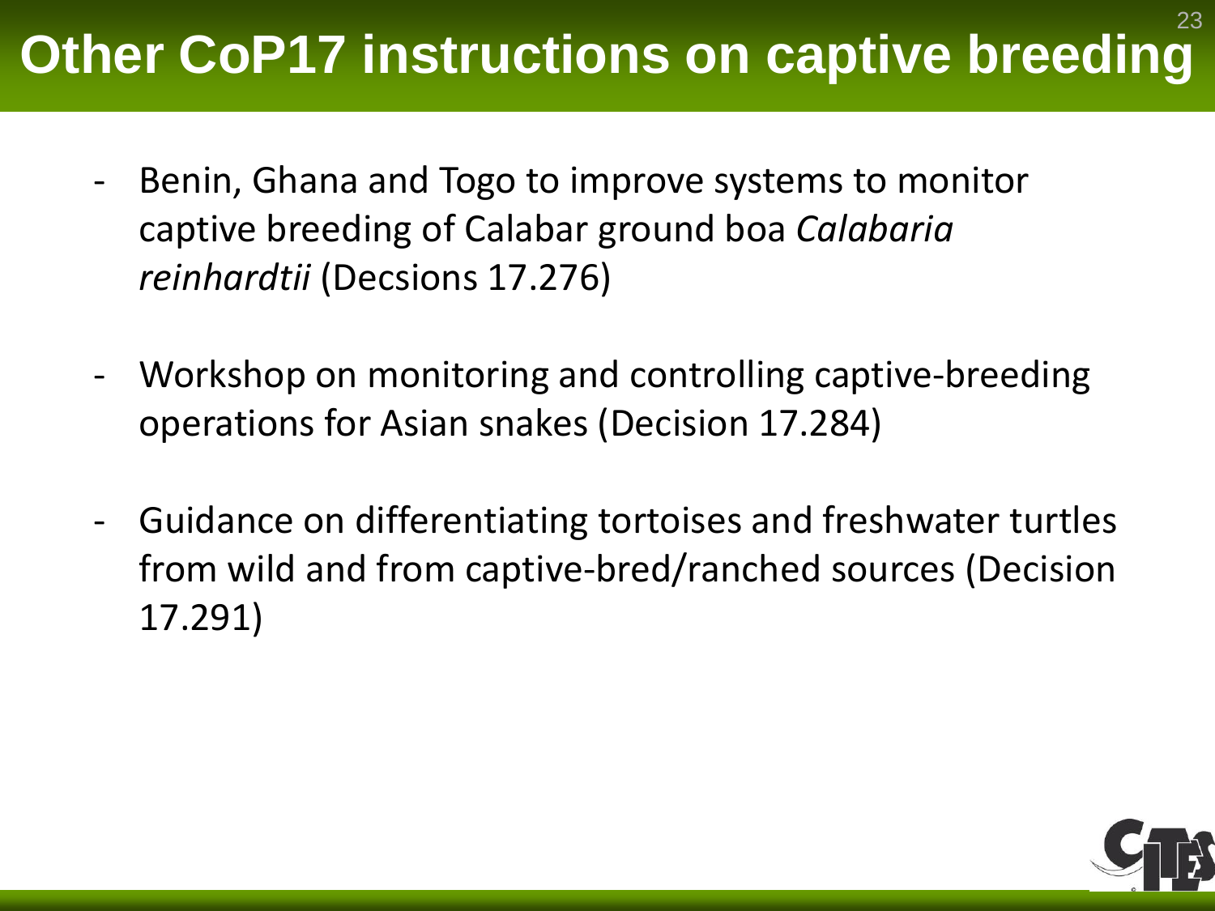# Other CoP17 instructions on captive breeding

- Benin, Ghana and Togo to improve systems to monitor captive breeding of Calabar ground boa *Calabaria reinhardtii* (Decsions 17.276)
- Workshop on monitoring and controlling captive-breeding operations for Asian snakes (Decision 17.284)
- Guidance on differentiating tortoises and freshwater turtles from wild and from captive-bred/ranched sources (Decision 17.291)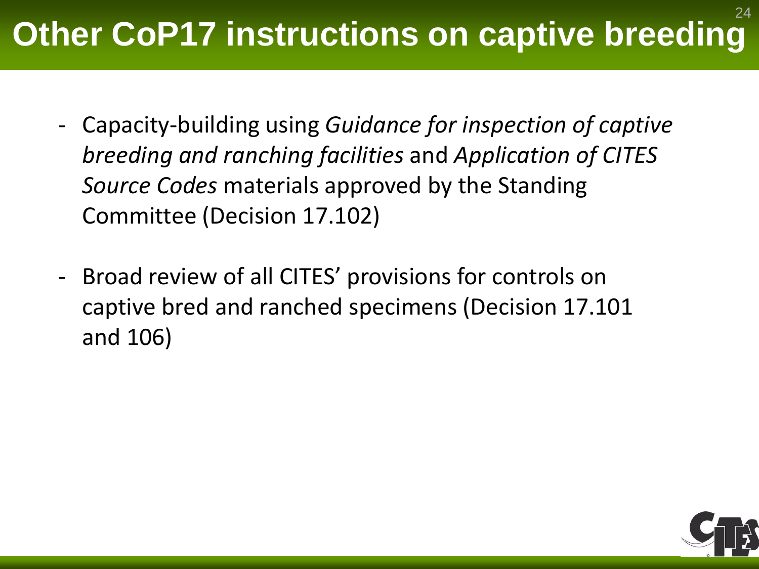# Other CoP17 instructions on captive breeding

- Capacity-building using *Guidance for inspection of captive breeding and ranching facilities* and *Application of CITES Source Codes* materials approved by the Standing Committee (Decision 17.102)

- Broad review of all CITES' provisions for controls on captive bred and ranched specimens (Decision 17.101 and 106)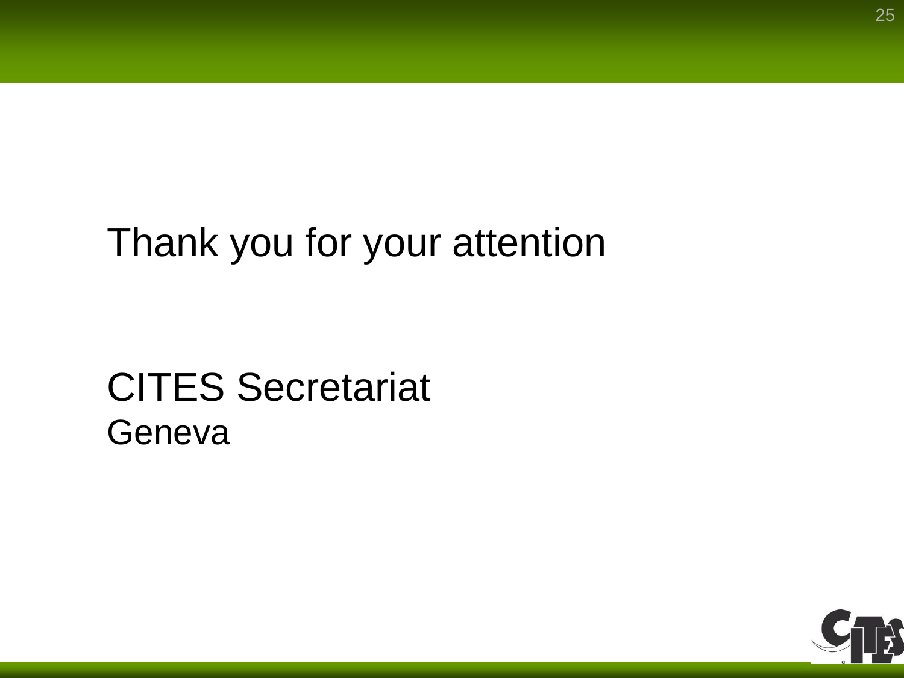Thank you for your attention

CITES Secretariat

Geneva